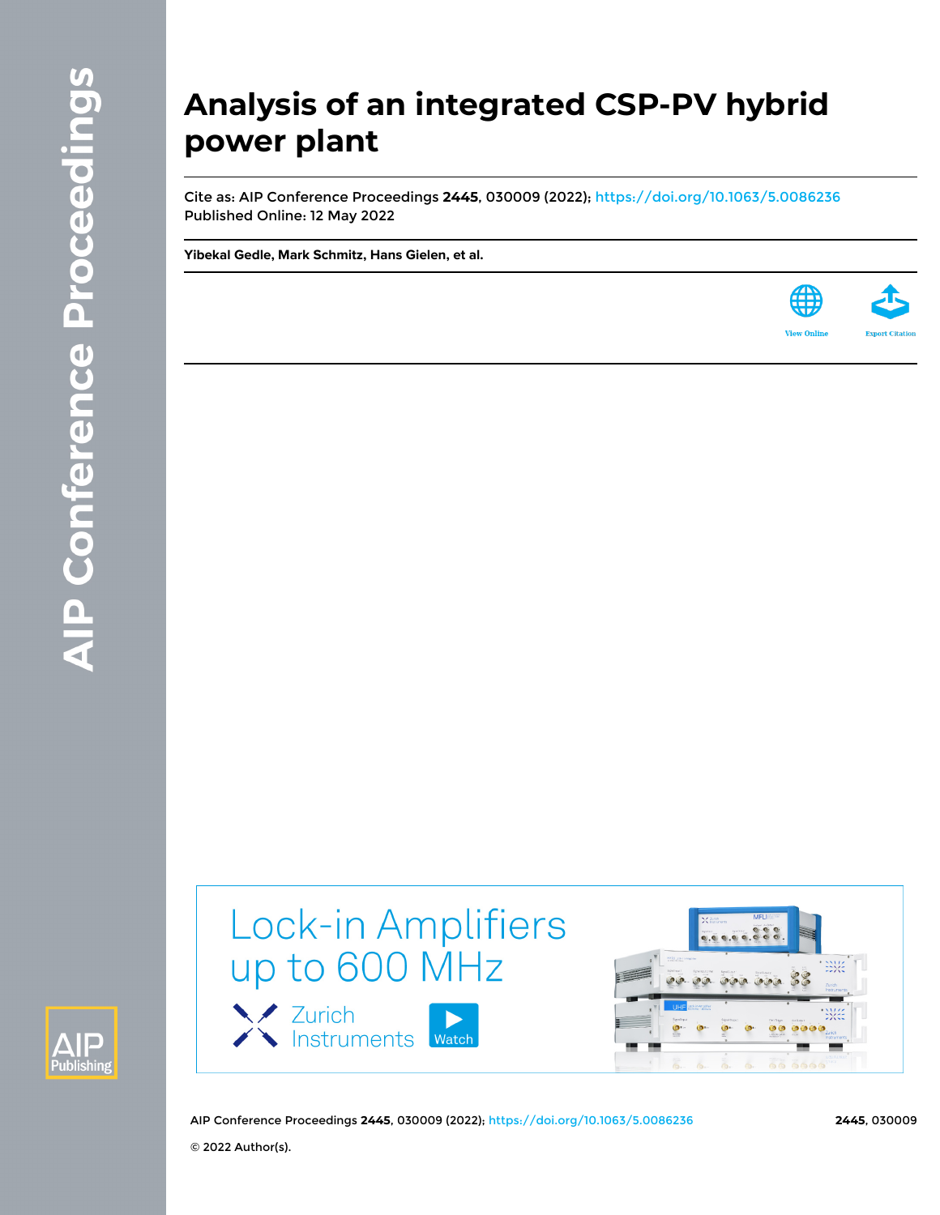# Analysis of an integrated CSP-PV hybrid power plant

Cite as: AIP Conference Proceedings **2445**, 030009 (2022); https://doi.org/10.1063/5.0086236
Published Online: 12 May 2022

**Yibekal Gedle, Mark Schmitz, Hans Gielen, et al.**

© 2022 Author(s).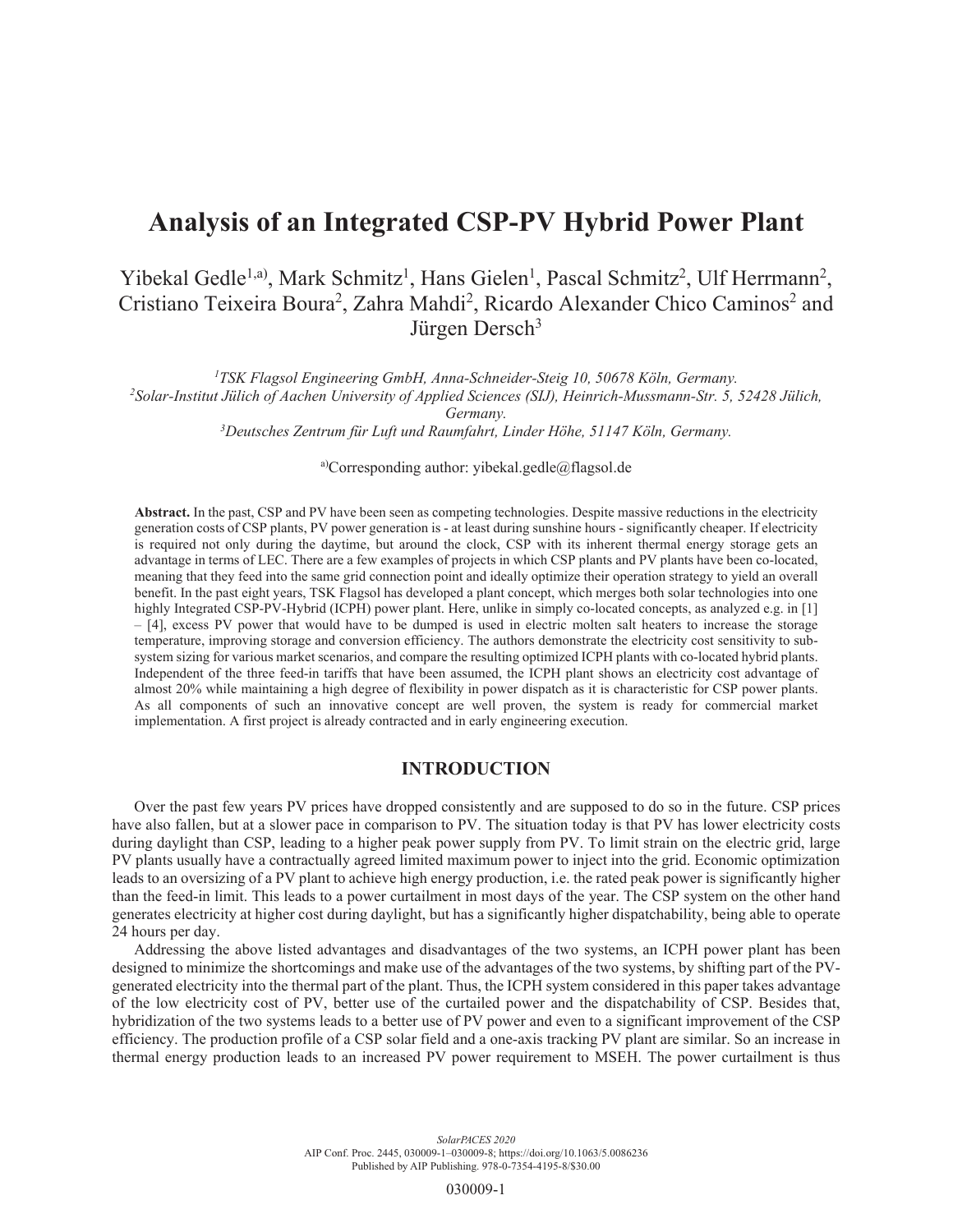# Analysis of an Integrated CSP-PV Hybrid Power Plant

Yibekal Gedle[1,a)], Mark Schmitz[1], Hans Gielen[1], Pascal Schmitz[2], Ulf Herrmann[2], Cristiano Teixeira Boura[2], Zahra Mahdi[2], Ricardo Alexander Chico Caminos[2] and Jürgen Dersch[3]

[1]*TSK Flagsol Engineering GmbH, Anna-Schneider-Steig 10, 50678 Köln, Germany.*
[2]*Solar-Institut Jülich of Aachen University of Applied Sciences (SIJ), Heinrich-Mussmann-Str. 5, 52428 Jülich, Germany.*
[3]*Deutsches Zentrum für Luft und Raumfahrt, Linder Höhe, 51147 Köln, Germany.*

[a)]Corresponding author: yibekal.gedle@flagsol.de

**Abstract.** In the past, CSP and PV have been seen as competing technologies. Despite massive reductions in the electricity generation costs of CSP plants, PV power generation is - at least during sunshine hours - significantly cheaper. If electricity is required not only during the daytime, but around the clock, CSP with its inherent thermal energy storage gets an advantage in terms of LEC. There are a few examples of projects in which CSP plants and PV plants have been co-located, meaning that they feed into the same grid connection point and ideally optimize their operation strategy to yield an overall benefit. In the past eight years, TSK Flagsol has developed a plant concept, which merges both solar technologies into one highly Integrated CSP-PV-Hybrid (ICPH) power plant. Here, unlike in simply co-located concepts, as analyzed e.g. in [1] – [4], excess PV power that would have to be dumped is used in electric molten salt heaters to increase the storage temperature, improving storage and conversion efficiency. The authors demonstrate the electricity cost sensitivity to sub-system sizing for various market scenarios, and compare the resulting optimized ICPH plants with co-located hybrid plants. Independent of the three feed-in tariffs that have been assumed, the ICPH plant shows an electricity cost advantage of almost 20% while maintaining a high degree of flexibility in power dispatch as it is characteristic for CSP power plants. As all components of such an innovative concept are well proven, the system is ready for commercial market implementation. A first project is already contracted and in early engineering execution.

## INTRODUCTION

Over the past few years PV prices have dropped consistently and are supposed to do so in the future. CSP prices have also fallen, but at a slower pace in comparison to PV. The situation today is that PV has lower electricity costs during daylight than CSP, leading to a higher peak power supply from PV. To limit strain on the electric grid, large PV plants usually have a contractually agreed limited maximum power to inject into the grid. Economic optimization leads to an oversizing of a PV plant to achieve high energy production, i.e. the rated peak power is significantly higher than the feed-in limit. This leads to a power curtailment in most days of the year. The CSP system on the other hand generates electricity at higher cost during daylight, but has a significantly higher dispatchability, being able to operate 24 hours per day.

Addressing the above listed advantages and disadvantages of the two systems, an ICPH power plant has been designed to minimize the shortcomings and make use of the advantages of the two systems, by shifting part of the PV-generated electricity into the thermal part of the plant. Thus, the ICPH system considered in this paper takes advantage of the low electricity cost of PV, better use of the curtailed power and the dispatchability of CSP. Besides that, hybridization of the two systems leads to a better use of PV power and even to a significant improvement of the CSP efficiency. The production profile of a CSP solar field and a one-axis tracking PV plant are similar. So an increase in thermal energy production leads to an increased PV power requirement to MSEH. The power curtailment is thus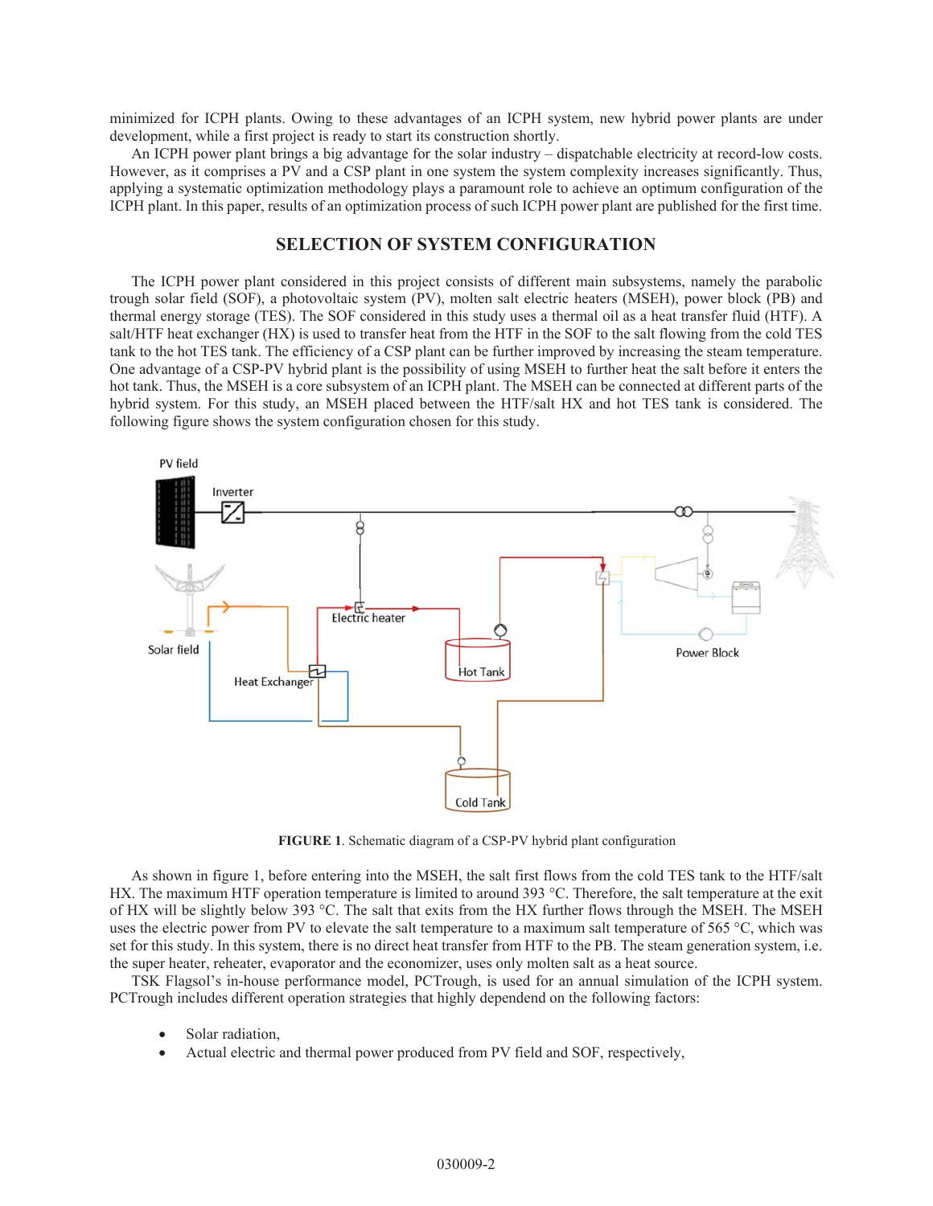minimized for ICPH plants. Owing to these advantages of an ICPH system, new hybrid power plants are under development, while a first project is ready to start its construction shortly.

An ICPH power plant brings a big advantage for the solar industry – dispatchable electricity at record-low costs. However, as it comprises a PV and a CSP plant in one system the system complexity increases significantly. Thus, applying a systematic optimization methodology plays a paramount role to achieve an optimum configuration of the ICPH plant. In this paper, results of an optimization process of such ICPH power plant are published for the first time.

## SELECTION OF SYSTEM CONFIGURATION

The ICPH power plant considered in this project consists of different main subsystems, namely the parabolic trough solar field (SOF), a photovoltaic system (PV), molten salt electric heaters (MSEH), power block (PB) and thermal energy storage (TES). The SOF considered in this study uses a thermal oil as a heat transfer fluid (HTF). A salt/HTF heat exchanger (HX) is used to transfer heat from the HTF in the SOF to the salt flowing from the cold TES tank to the hot TES tank. The efficiency of a CSP plant can be further improved by increasing the steam temperature. One advantage of a CSP-PV hybrid plant is the possibility of using MSEH to further heat the salt before it enters the hot tank. Thus, the MSEH is a core subsystem of an ICPH plant. The MSEH can be connected at different parts of the hybrid system. For this study, an MSEH placed between the HTF/salt HX and hot TES tank is considered. The following figure shows the system configuration chosen for this study.

**FIGURE 1**. Schematic diagram of a CSP-PV hybrid plant configuration

As shown in figure 1, before entering into the MSEH, the salt first flows from the cold TES tank to the HTF/salt HX. The maximum HTF operation temperature is limited to around 393 °C. Therefore, the salt temperature at the exit of HX will be slightly below 393 °C. The salt that exits from the HX further flows through the MSEH. The MSEH uses the electric power from PV to elevate the salt temperature to a maximum salt temperature of 565 °C, which was set for this study. In this system, there is no direct heat transfer from HTF to the PB. The steam generation system, i.e. the super heater, reheater, evaporator and the economizer, uses only molten salt as a heat source.

TSK Flagsol's in-house performance model, PCTrough, is used for an annual simulation of the ICPH system. PCTrough includes different operation strategies that highly dependend on the following factors:

- Solar radiation,
- Actual electric and thermal power produced from PV field and SOF, respectively,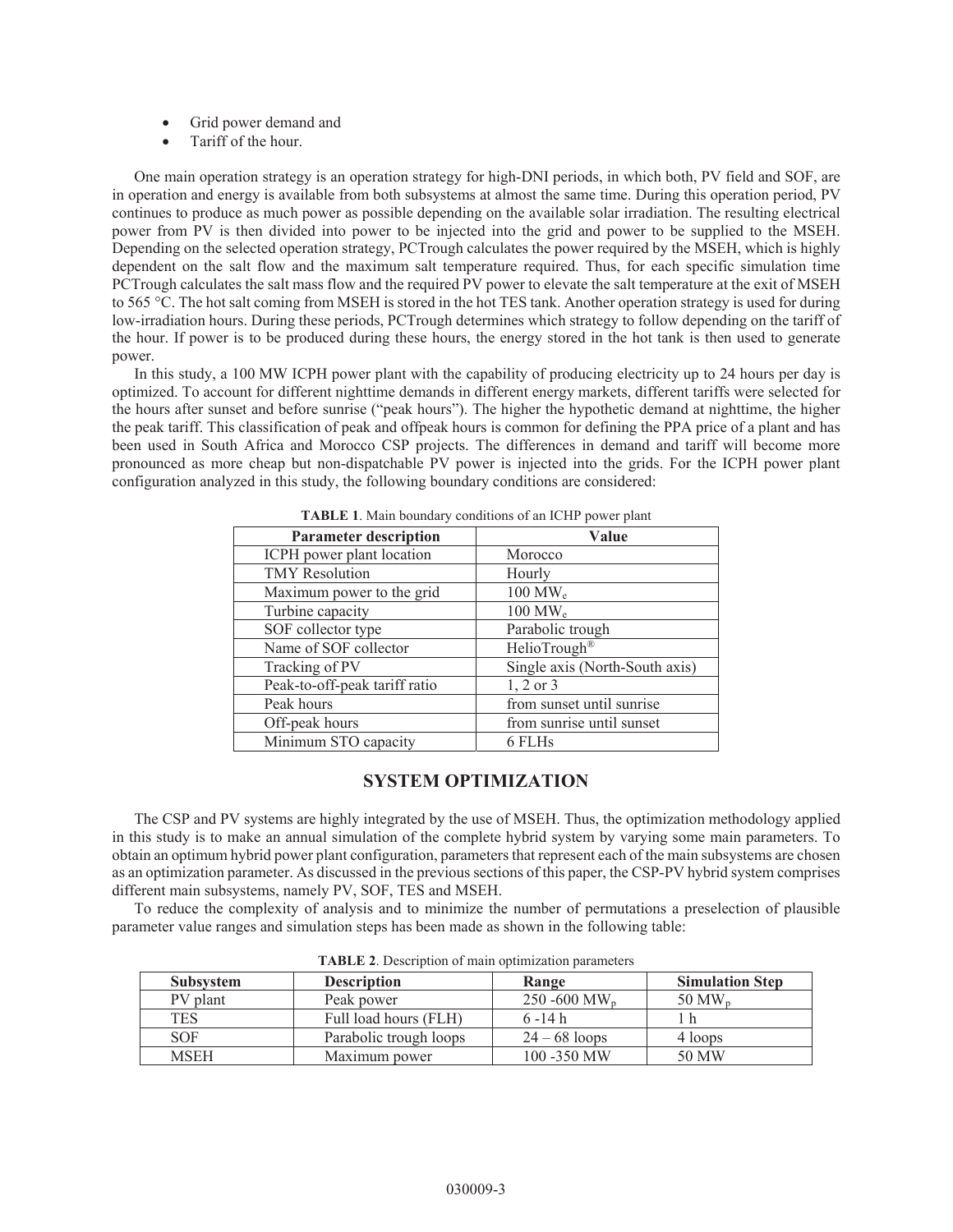- Grid power demand and
- Tariff of the hour.

One main operation strategy is an operation strategy for high-DNI periods, in which both, PV field and SOF, are in operation and energy is available from both subsystems at almost the same time. During this operation period, PV continues to produce as much power as possible depending on the available solar irradiation. The resulting electrical power from PV is then divided into power to be injected into the grid and power to be supplied to the MSEH. Depending on the selected operation strategy, PCTrough calculates the power required by the MSEH, which is highly dependent on the salt flow and the maximum salt temperature required. Thus, for each specific simulation time PCTrough calculates the salt mass flow and the required PV power to elevate the salt temperature at the exit of MSEH to 565 °C. The hot salt coming from MSEH is stored in the hot TES tank. Another operation strategy is used for during low-irradiation hours. During these periods, PCTrough determines which strategy to follow depending on the tariff of the hour. If power is to be produced during these hours, the energy stored in the hot tank is then used to generate power.

In this study, a 100 MW ICPH power plant with the capability of producing electricity up to 24 hours per day is optimized. To account for different nighttime demands in different energy markets, different tariffs were selected for the hours after sunset and before sunrise ("peak hours"). The higher the hypothetic demand at nighttime, the higher the peak tariff. This classification of peak and offpeak hours is common for defining the PPA price of a plant and has been used in South Africa and Morocco CSP projects. The differences in demand and tariff will become more pronounced as more cheap but non-dispatchable PV power is injected into the grids. For the ICPH power plant configuration analyzed in this study, the following boundary conditions are considered:

**TABLE 1**. Main boundary conditions of an ICHP power plant

| Parameter description | Value |
|---|---|
| ICPH power plant location | Morocco |
| TMY Resolution | Hourly |
| Maximum power to the grid | 100 $MW_e$ |
| Turbine capacity | 100 $MW_e$ |
| SOF collector type | Parabolic trough |
| Name of SOF collector | HelioTrough® |
| Tracking of PV | Single axis (North-South axis) |
| Peak-to-off-peak tariff ratio | 1, 2 or 3 |
| Peak hours | from sunset until sunrise |
| Off-peak hours | from sunrise until sunset |
| Minimum STO capacity | 6 FLHs |

## SYSTEM OPTIMIZATION

The CSP and PV systems are highly integrated by the use of MSEH. Thus, the optimization methodology applied in this study is to make an annual simulation of the complete hybrid system by varying some main parameters. To obtain an optimum hybrid power plant configuration, parameters that represent each of the main subsystems are chosen as an optimization parameter. As discussed in the previous sections of this paper, the CSP-PV hybrid system comprises different main subsystems, namely PV, SOF, TES and MSEH.

To reduce the complexity of analysis and to minimize the number of permutations a preselection of plausible parameter value ranges and simulation steps has been made as shown in the following table:

**TABLE 2**. Description of main optimization parameters

| Subsystem | Description | Range | Simulation Step |
|---|---|---|---|
| PV plant | Peak power | 250 -600 $MW_p$ | 50 $MW_p$ |
| TES | Full load hours (FLH) | 6 -14 h | 1 h |
| SOF | Parabolic trough loops | 24 – 68 loops | 4 loops |
| MSEH | Maximum power | 100 -350 MW | 50 MW |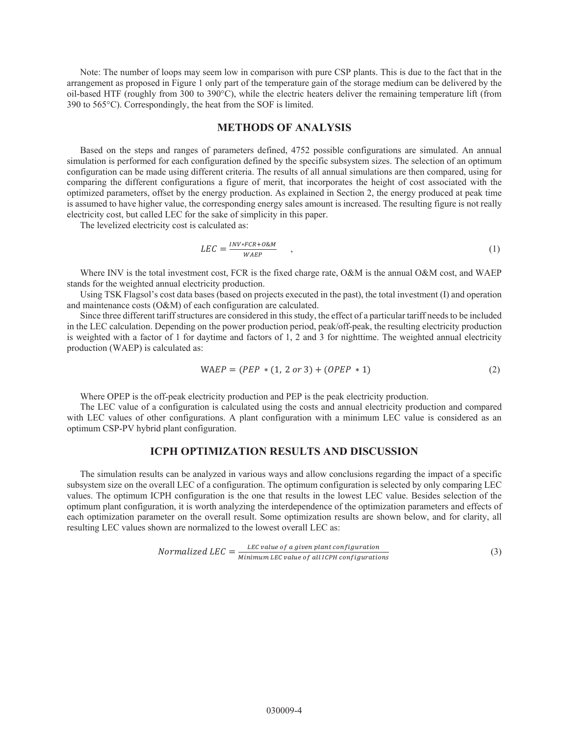Note: The number of loops may seem low in comparison with pure CSP plants. This is due to the fact that in the arrangement as proposed in Figure 1 only part of the temperature gain of the storage medium can be delivered by the oil-based HTF (roughly from 300 to 390°C), while the electric heaters deliver the remaining temperature lift (from 390 to 565°C). Correspondingly, the heat from the SOF is limited.

## METHODS OF ANALYSIS

Based on the steps and ranges of parameters defined, 4752 possible configurations are simulated. An annual simulation is performed for each configuration defined by the specific subsystem sizes. The selection of an optimum configuration can be made using different criteria. The results of all annual simulations are then compared, using for comparing the different configurations a figure of merit, that incorporates the height of cost associated with the optimized parameters, offset by the energy production. As explained in Section 2, the energy produced at peak time is assumed to have higher value, the corresponding energy sales amount is increased. The resulting figure is not really electricity cost, but called LEC for the sake of simplicity in this paper.

The levelized electricity cost is calculated as:

$$LEC = \frac{INV*FCR+O\&M}{WAEP} \quad , \tag{1}$$

Where INV is the total investment cost, FCR is the fixed charge rate, O&M is the annual O&M cost, and WAEP stands for the weighted annual electricity production.

Using TSK Flagsol's cost data bases (based on projects executed in the past), the total investment (I) and operation and maintenance costs (O&M) of each configuration are calculated.

Since three different tariff structures are considered in this study, the effect of a particular tariff needs to be included in the LEC calculation. Depending on the power production period, peak/off-peak, the resulting electricity production is weighted with a factor of 1 for daytime and factors of 1, 2 and 3 for nighttime. The weighted annual electricity production (WAEP) is calculated as:

$$\mathrm{WA}EP = (PEP \ * (1,\ 2\ or\ 3) + (OPEP \ * 1) \tag{2}$$

Where OPEP is the off-peak electricity production and PEP is the peak electricity production.

The LEC value of a configuration is calculated using the costs and annual electricity production and compared with LEC values of other configurations. A plant configuration with a minimum LEC value is considered as an optimum CSP-PV hybrid plant configuration.

## ICPH OPTIMIZATION RESULTS AND DISCUSSION

The simulation results can be analyzed in various ways and allow conclusions regarding the impact of a specific subsystem size on the overall LEC of a configuration. The optimum configuration is selected by only comparing LEC values. The optimum ICPH configuration is the one that results in the lowest LEC value. Besides selection of the optimum plant configuration, it is worth analyzing the interdependence of the optimization parameters and effects of each optimization parameter on the overall result. Some optimization results are shown below, and for clarity, all resulting LEC values shown are normalized to the lowest overall LEC as:

$$Normalized\ LEC = \frac{LEC\ value\ of\ a\ given\ plant\ configuration}{Minimum\ LEC\ value\ of\ all\ ICPH\ configurations} \tag{3}$$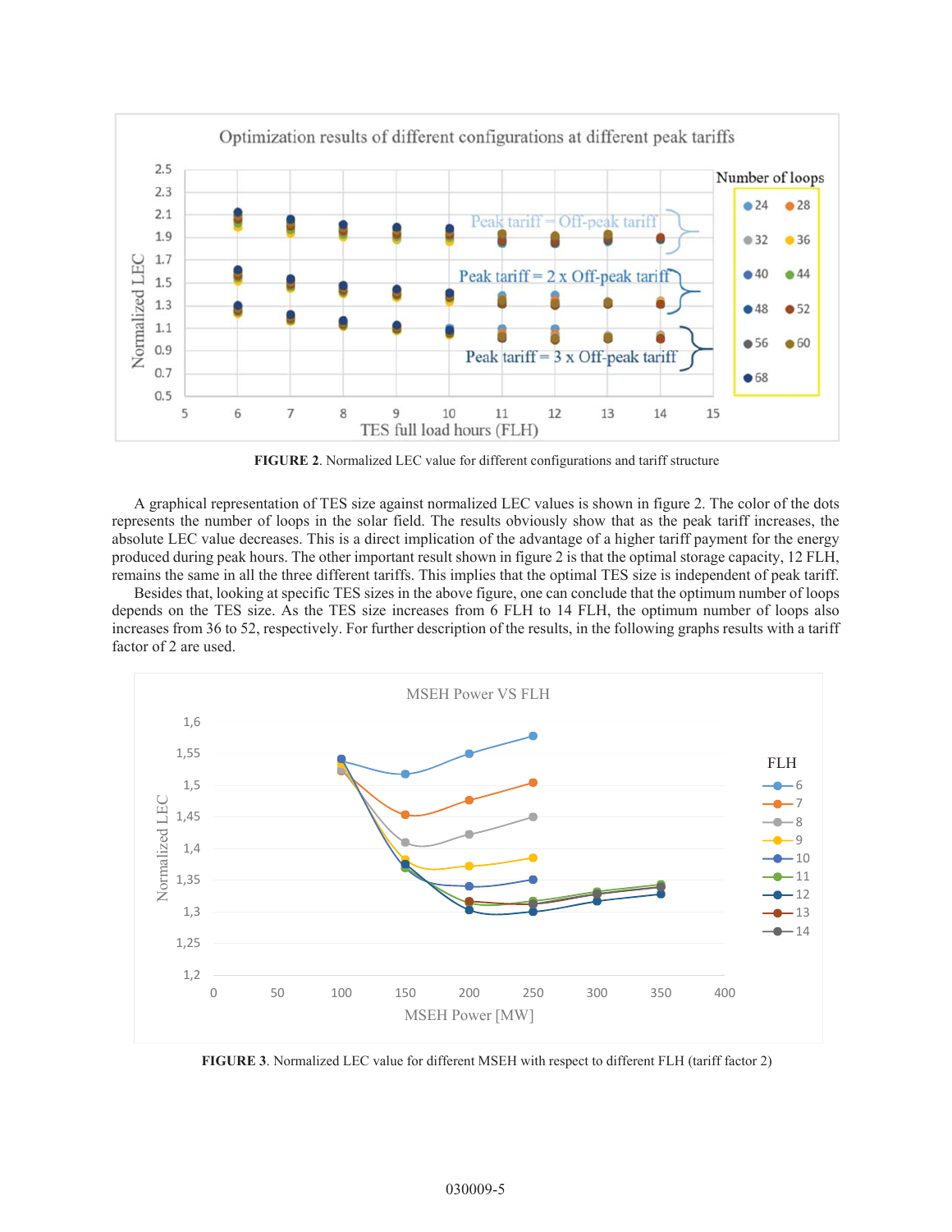FIGURE 2. Normalized LEC value for different configurations and tariff structure

A graphical representation of TES size against normalized LEC values is shown in figure 2. The color of the dots represents the number of loops in the solar field. The results obviously show that as the peak tariff increases, the absolute LEC value decreases. This is a direct implication of the advantage of a higher tariff payment for the energy produced during peak hours. The other important result shown in figure 2 is that the optimal storage capacity, 12 FLH, remains the same in all the three different tariffs. This implies that the optimal TES size is independent of peak tariff.

Besides that, looking at specific TES sizes in the above figure, one can conclude that the optimum number of loops depends on the TES size. As the TES size increases from 6 FLH to 14 FLH, the optimum number of loops also increases from 36 to 52, respectively. For further description of the results, in the following graphs results with a tariff factor of 2 are used.

FIGURE 3. Normalized LEC value for different MSEH with respect to different FLH (tariff factor 2)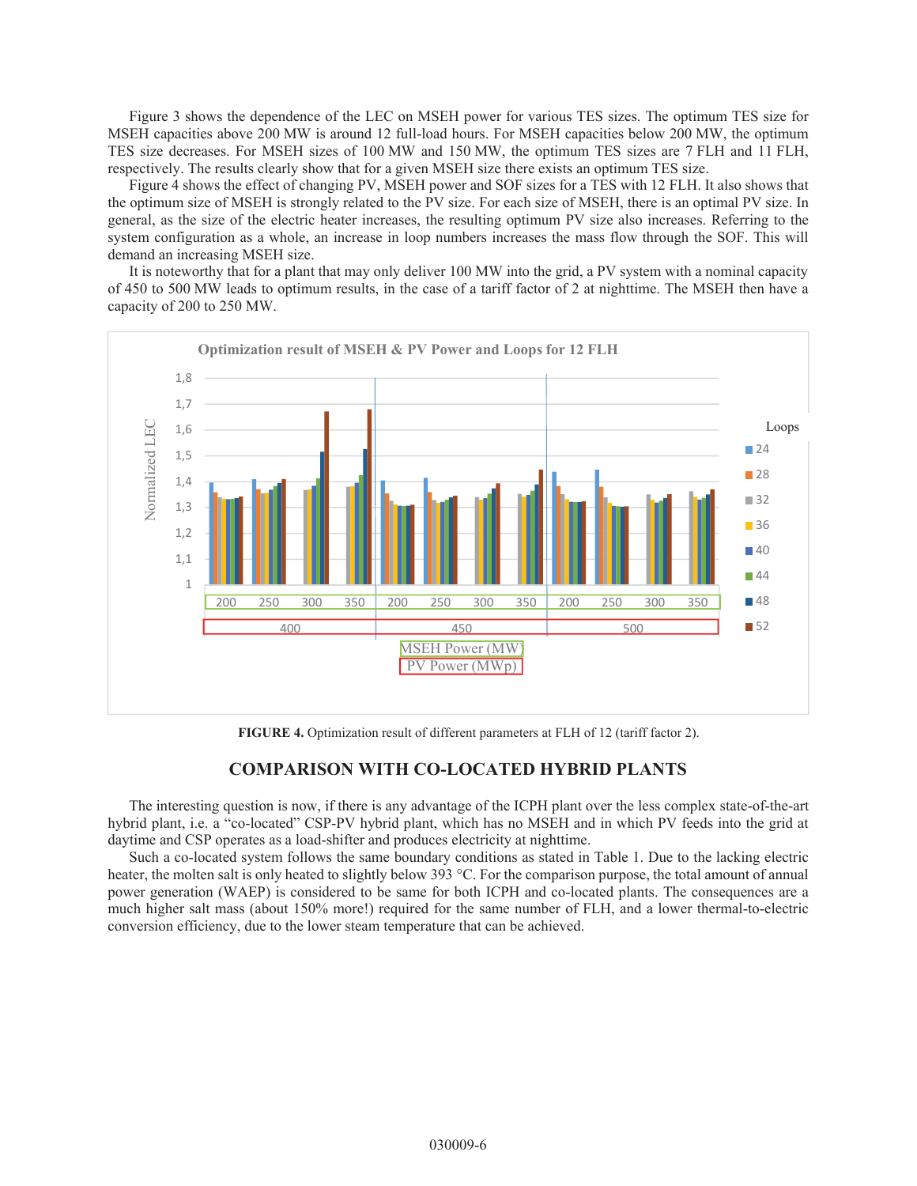Figure 3 shows the dependence of the LEC on MSEH power for various TES sizes. The optimum TES size for MSEH capacities above 200 MW is around 12 full-load hours. For MSEH capacities below 200 MW, the optimum TES size decreases. For MSEH sizes of 100 MW and 150 MW, the optimum TES sizes are 7 FLH and 11 FLH, respectively. The results clearly show that for a given MSEH size there exists an optimum TES size.

Figure 4 shows the effect of changing PV, MSEH power and SOF sizes for a TES with 12 FLH. It also shows that the optimum size of MSEH is strongly related to the PV size. For each size of MSEH, there is an optimal PV size. In general, as the size of the electric heater increases, the resulting optimum PV size also increases. Referring to the system configuration as a whole, an increase in loop numbers increases the mass flow through the SOF. This will demand an increasing MSEH size.

It is noteworthy that for a plant that may only deliver 100 MW into the grid, a PV system with a nominal capacity of 450 to 500 MW leads to optimum results, in the case of a tariff factor of 2 at nighttime. The MSEH then have a capacity of 200 to 250 MW.

**FIGURE 4.** Optimization result of different parameters at FLH of 12 (tariff factor 2).

## COMPARISON WITH CO-LOCATED HYBRID PLANTS

The interesting question is now, if there is any advantage of the ICPH plant over the less complex state-of-the-art hybrid plant, i.e. a "co-located" CSP-PV hybrid plant, which has no MSEH and in which PV feeds into the grid at daytime and CSP operates as a load-shifter and produces electricity at nighttime.

Such a co-located system follows the same boundary conditions as stated in Table 1. Due to the lacking electric heater, the molten salt is only heated to slightly below 393 °C. For the comparison purpose, the total amount of annual power generation (WAEP) is considered to be same for both ICPH and co-located plants. The consequences are a much higher salt mass (about 150% more!) required for the same number of FLH, and a lower thermal-to-electric conversion efficiency, due to the lower steam temperature that can be achieved.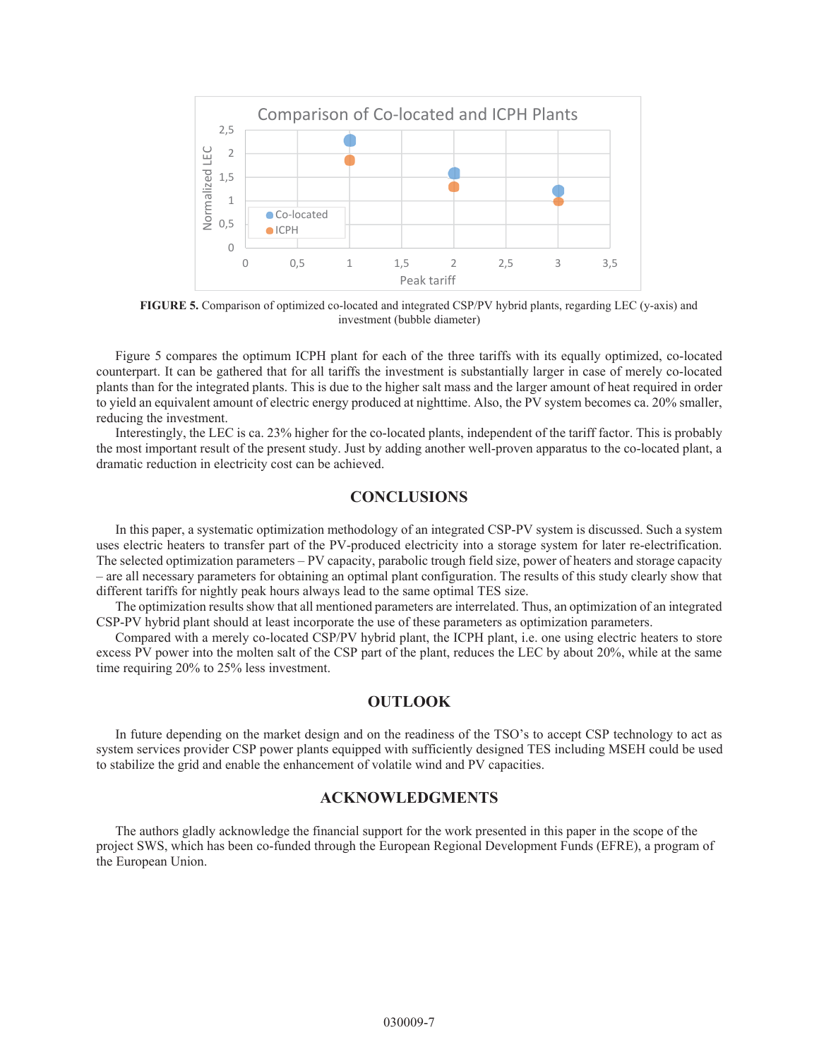FIGURE 5. Comparison of optimized co-located and integrated CSP/PV hybrid plants, regarding LEC (y-axis) and investment (bubble diameter)

Figure 5 compares the optimum ICPH plant for each of the three tariffs with its equally optimized, co-located counterpart. It can be gathered that for all tariffs the investment is substantially larger in case of merely co-located plants than for the integrated plants. This is due to the higher salt mass and the larger amount of heat required in order to yield an equivalent amount of electric energy produced at nighttime. Also, the PV system becomes ca. 20% smaller, reducing the investment.

Interestingly, the LEC is ca. 23% higher for the co-located plants, independent of the tariff factor. This is probably the most important result of the present study. Just by adding another well-proven apparatus to the co-located plant, a dramatic reduction in electricity cost can be achieved.

## CONCLUSIONS

In this paper, a systematic optimization methodology of an integrated CSP-PV system is discussed. Such a system uses electric heaters to transfer part of the PV-produced electricity into a storage system for later re-electrification. The selected optimization parameters – PV capacity, parabolic trough field size, power of heaters and storage capacity – are all necessary parameters for obtaining an optimal plant configuration. The results of this study clearly show that different tariffs for nightly peak hours always lead to the same optimal TES size.

The optimization results show that all mentioned parameters are interrelated. Thus, an optimization of an integrated CSP-PV hybrid plant should at least incorporate the use of these parameters as optimization parameters.

Compared with a merely co-located CSP/PV hybrid plant, the ICPH plant, i.e. one using electric heaters to store excess PV power into the molten salt of the CSP part of the plant, reduces the LEC by about 20%, while at the same time requiring 20% to 25% less investment.

## OUTLOOK

In future depending on the market design and on the readiness of the TSO's to accept CSP technology to act as system services provider CSP power plants equipped with sufficiently designed TES including MSEH could be used to stabilize the grid and enable the enhancement of volatile wind and PV capacities.

## ACKNOWLEDGMENTS

The authors gladly acknowledge the financial support for the work presented in this paper in the scope of the project SWS, which has been co-funded through the European Regional Development Funds (EFRE), a program of the European Union.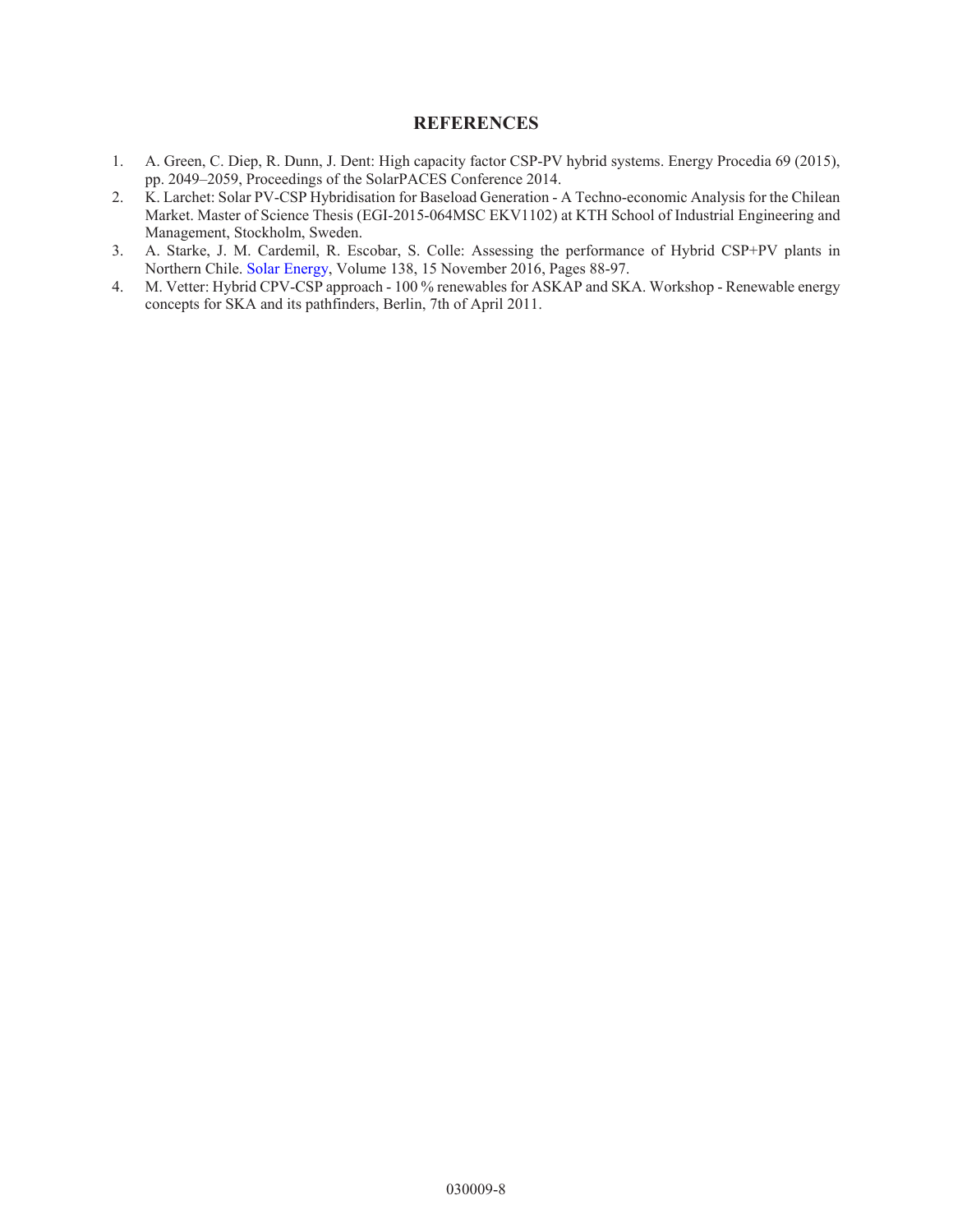## REFERENCES

1. A. Green, C. Diep, R. Dunn, J. Dent: High capacity factor CSP-PV hybrid systems. Energy Procedia 69 (2015), pp. 2049–2059, Proceedings of the SolarPACES Conference 2014.
2. K. Larchet: Solar PV-CSP Hybridisation for Baseload Generation - A Techno-economic Analysis for the Chilean Market. Master of Science Thesis (EGI-2015-064MSC EKV1102) at KTH School of Industrial Engineering and Management, Stockholm, Sweden.
3. A. Starke, J. M. Cardemil, R. Escobar, S. Colle: Assessing the performance of Hybrid CSP+PV plants in Northern Chile. Solar Energy, Volume 138, 15 November 2016, Pages 88-97.
4. M. Vetter: Hybrid CPV-CSP approach - 100 % renewables for ASKAP and SKA. Workshop - Renewable energy concepts for SKA and its pathfinders, Berlin, 7th of April 2011.